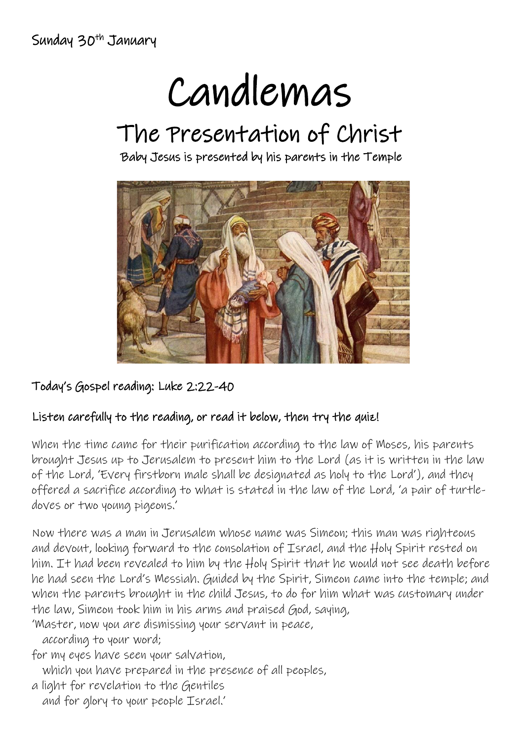Sunday 30th January

# Candlemas

## The Presentation of Christ

Baby Jesus is presented by his parents in the Temple

**Today's Gospel reading: Luke 2:22-40**

**Listen carefully to the reading, or read it below, then try the quiz!**

When the time came for their purification according to the law of Moses, his parents brought Jesus up to Jerusalem to present him to the Lord (as it is written in the law of the Lord, 'Every firstborn male shall be designated as holy to the Lord'), and they offered a sacrifice according to what is stated in the law of the Lord, 'a pair of turtle-doves or two young pigeons.'

Now there was a man in Jerusalem whose name was Simeon; this man was righteous and devout, looking forward to the consolation of Israel, and the Holy Spirit rested on him. It had been revealed to him by the Holy Spirit that he would not see death before he had seen the Lord's Messiah. Guided by the Spirit, Simeon came into the temple; and when the parents brought in the child Jesus, to do for him what was customary under the law, Simeon took him in his arms and praised God, saying,
'Master, now you are dismissing your servant in peace,
   according to your word;
for my eyes have seen your salvation,
   which you have prepared in the presence of all peoples,
a light for revelation to the Gentiles
   and for glory to your people Israel.'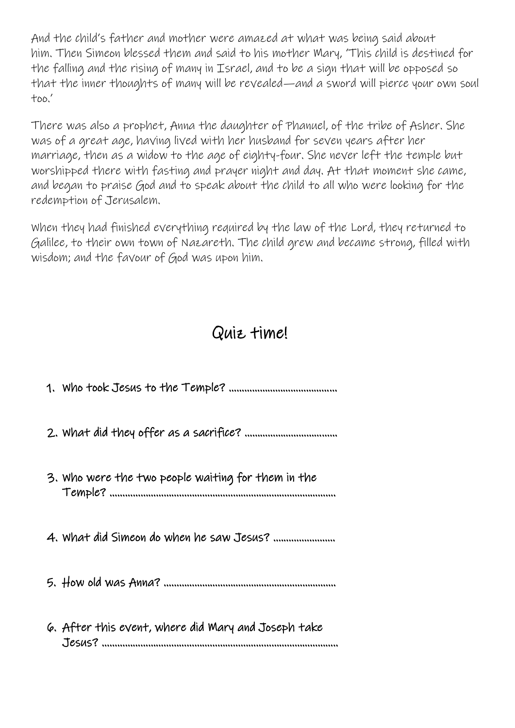And the child's father and mother were amazed at what was being said about him. Then Simeon blessed them and said to his mother Mary, 'This child is destined for the falling and the rising of many in Israel, and to be a sign that will be opposed so that the inner thoughts of many will be revealed—and a sword will pierce your own soul too.'

There was also a prophet, Anna the daughter of Phanuel, of the tribe of Asher. She was of a great age, having lived with her husband for seven years after her marriage, then as a widow to the age of eighty-four. She never left the temple but worshipped there with fasting and prayer night and day. At that moment she came, and began to praise God and to speak about the child to all who were looking for the redemption of Jerusalem.

When they had finished everything required by the law of the Lord, they returned to Galilee, to their own town of Nazareth. The child grew and became strong, filled with wisdom; and the favour of God was upon him.

## Quiz time!

1. **Who took Jesus to the Temple? ..........................................**
2. **What did they offer as a sacrifice? ....................................**
3. **Who were the two people waiting for them in the Temple? ....................................................................................**
4. **What did Simeon do when he saw Jesus? ........................**
5. **How old was Anna? ..................................................................**
6. **After this event, where did Mary and Joseph take Jesus? ........................................................................................**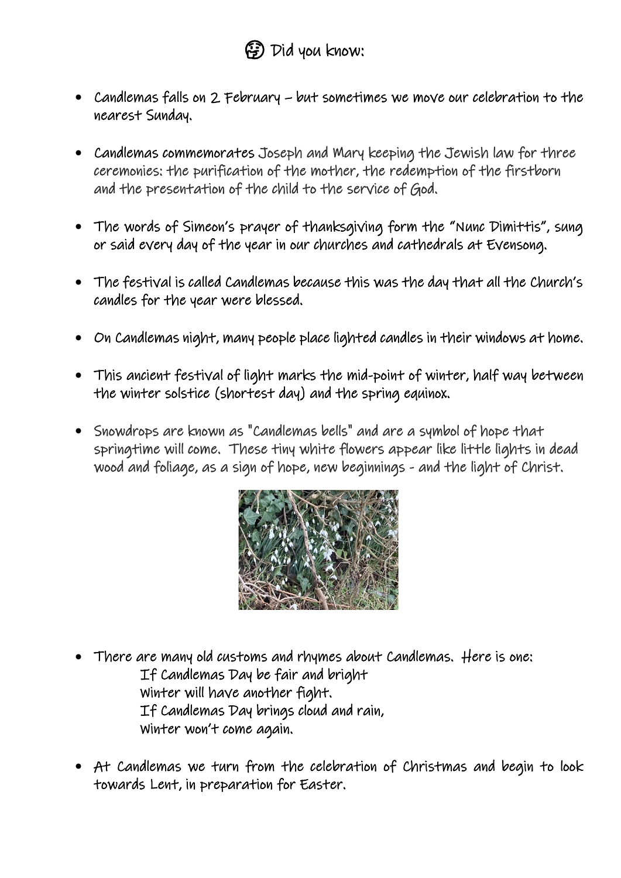## 🤔 Did you know:

- Candlemas falls on 2 February – but sometimes we move our celebration to the nearest Sunday.

- Candlemas commemorates Joseph and Mary keeping the Jewish law for three ceremonies: the purification of the mother, the redemption of the firstborn and the presentation of the child to the service of God.

- The words of Simeon's prayer of thanksgiving form the "Nunc Dimittis", sung or said every day of the year in our churches and cathedrals at Evensong.

- The festival is called Candlemas because this was the day that all the Church's candles for the year were blessed.

- On Candlemas night, many people place lighted candles in their windows at home.

- This ancient festival of light marks the mid-point of winter, half way between the winter solstice (shortest day) and the spring equinox.

- Snowdrops are known as "Candlemas bells" and are a symbol of hope that springtime will come. These tiny white flowers appear like little lights in dead wood and foliage, as a sign of hope, new beginnings - and the light of Christ.

- There are many old customs and rhymes about Candlemas. Here is one:

  If Candlemas Day be fair and bright  
  Winter will have another fight.  
  If Candlemas Day brings cloud and rain,  
  Winter won't come again.

- At Candlemas we turn from the celebration of Christmas and begin to look towards Lent, in preparation for Easter.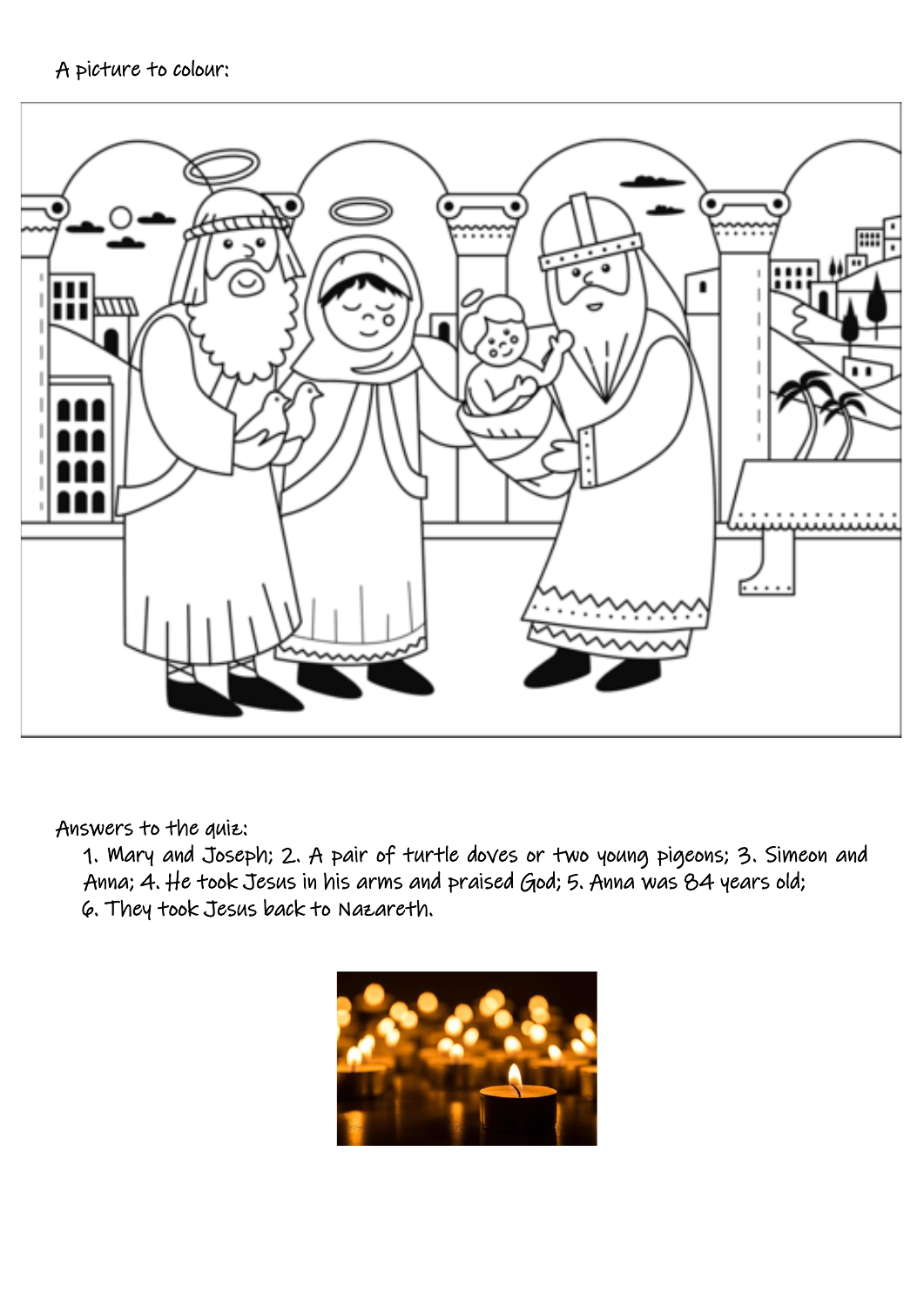A picture to colour:

Answers to the quiz:

1. Mary and Joseph; 2. A pair of turtle doves or two young pigeons; 3. Simeon and Anna; 4. He took Jesus in his arms and praised God; 5. Anna was 84 years old; 6. They took Jesus back to Nazareth.